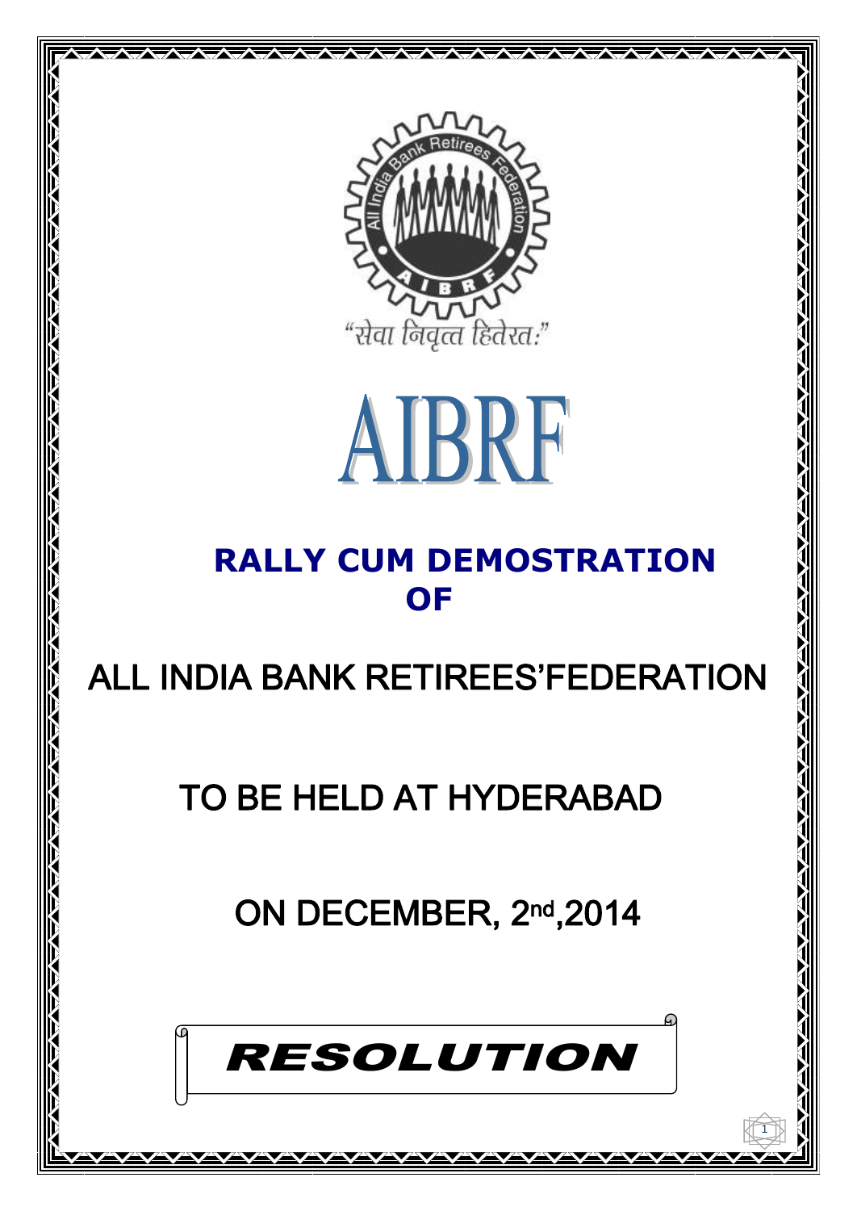“सेवा निवृत्त हितेरत:”

# AIBRF

## RALLY CUM DEMOSTRATION OF

## ALL INDIA BANK RETIREES’FEDERATION

## TO BE HELD AT HYDERABAD

## ON DECEMBER, 2nd,2014

# *RESOLUTION*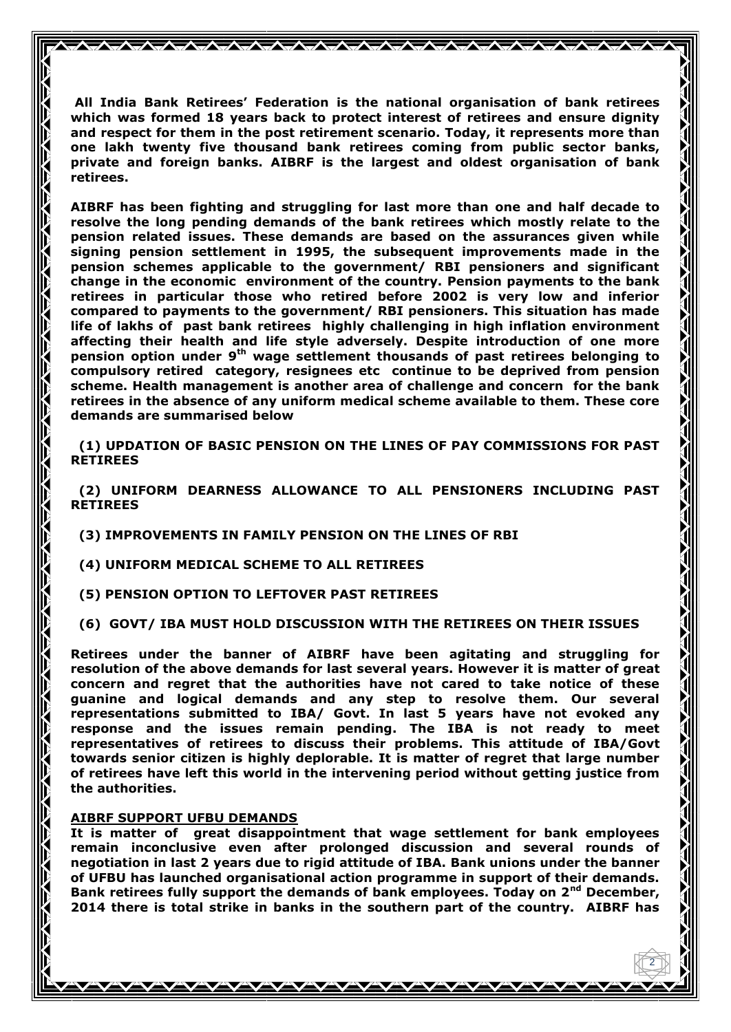**All India Bank Retirees' Federation is the national organisation of bank retirees which was formed 18 years back to protect interest of retirees and ensure dignity and respect for them in the post retirement scenario. Today, it represents more than one lakh twenty five thousand bank retirees coming from public sector banks, private and foreign banks. AIBRF is the largest and oldest organisation of bank retirees.**

**AIBRF has been fighting and struggling for last more than one and half decade to resolve the long pending demands of the bank retirees which mostly relate to the pension related issues. These demands are based on the assurances given while signing pension settlement in 1995, the subsequent improvements made in the pension schemes applicable to the government/ RBI pensioners and significant change in the economic environment of the country. Pension payments to the bank retirees in particular those who retired before 2002 is very low and inferior compared to payments to the government/ RBI pensioners. This situation has made life of lakhs of past bank retirees highly challenging in high inflation environment affecting their health and life style adversely. Despite introduction of one more pension option under 9th wage settlement thousands of past retirees belonging to compulsory retired category, resignees etc continue to be deprived from pension scheme. Health management is another area of challenge and concern for the bank retirees in the absence of any uniform medical scheme available to them. These core demands are summarised below**

**(1) UPDATION OF BASIC PENSION ON THE LINES OF PAY COMMISSIONS FOR PAST RETIREES**

**(2) UNIFORM DEARNESS ALLOWANCE TO ALL PENSIONERS INCLUDING PAST RETIREES**

**(3) IMPROVEMENTS IN FAMILY PENSION ON THE LINES OF RBI**

**(4) UNIFORM MEDICAL SCHEME TO ALL RETIREES**

**(5) PENSION OPTION TO LEFTOVER PAST RETIREES**

**(6) GOVT/ IBA MUST HOLD DISCUSSION WITH THE RETIREES ON THEIR ISSUES**

**Retirees under the banner of AIBRF have been agitating and struggling for resolution of the above demands for last several years. However it is matter of great concern and regret that the authorities have not cared to take notice of these guanine and logical demands and any step to resolve them. Our several representations submitted to IBA/ Govt. In last 5 years have not evoked any response and the issues remain pending. The IBA is not ready to meet representatives of retirees to discuss their problems. This attitude of IBA/Govt towards senior citizen is highly deplorable. It is matter of regret that large number of retirees have left this world in the intervening period without getting justice from the authorities.**

**AIBRF SUPPORT UFBU DEMANDS**

**It is matter of great disappointment that wage settlement for bank employees remain inconclusive even after prolonged discussion and several rounds of negotiation in last 2 years due to rigid attitude of IBA. Bank unions under the banner of UFBU has launched organisational action programme in support of their demands. Bank retirees fully support the demands of bank employees. Today on 2nd December, 2014 there is total strike in banks in the southern part of the country. AIBRF has**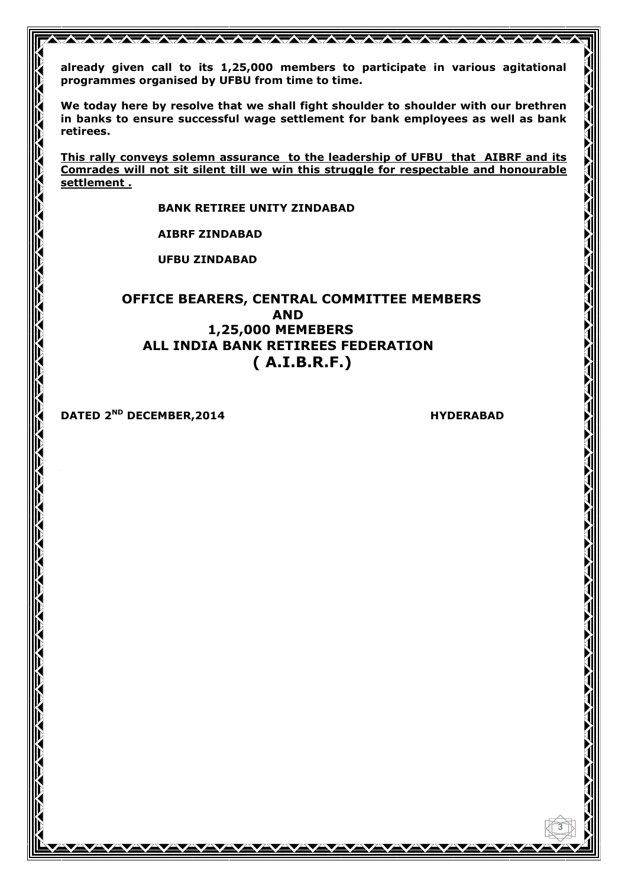**already given call to its 1,25,000 members to participate in various agitational programmes organised by UFBU from time to time.**

**We today here by resolve that we shall fight shoulder to shoulder with our brethren in banks to ensure successful wage settlement for bank employees as well as bank retirees.**

**<u>This rally conveys solemn assurance to the leadership of UFBU that AIBRF and its Comrades will not sit silent till we win this struggle for respectable and honourable settlement .</u>**

**BANK RETIREE UNITY ZINDABAD**

**AIBRF ZINDABAD**

**UFBU ZINDABAD**

## OFFICE BEARERS, CENTRAL COMMITTEE MEMBERS
## AND
## 1,25,000 MEMEBERS
## ALL INDIA BANK RETIREES FEDERATION
## ( A.I.B.R.F.)

**DATED 2ND DECEMBER,2014** **HYDERABAD**